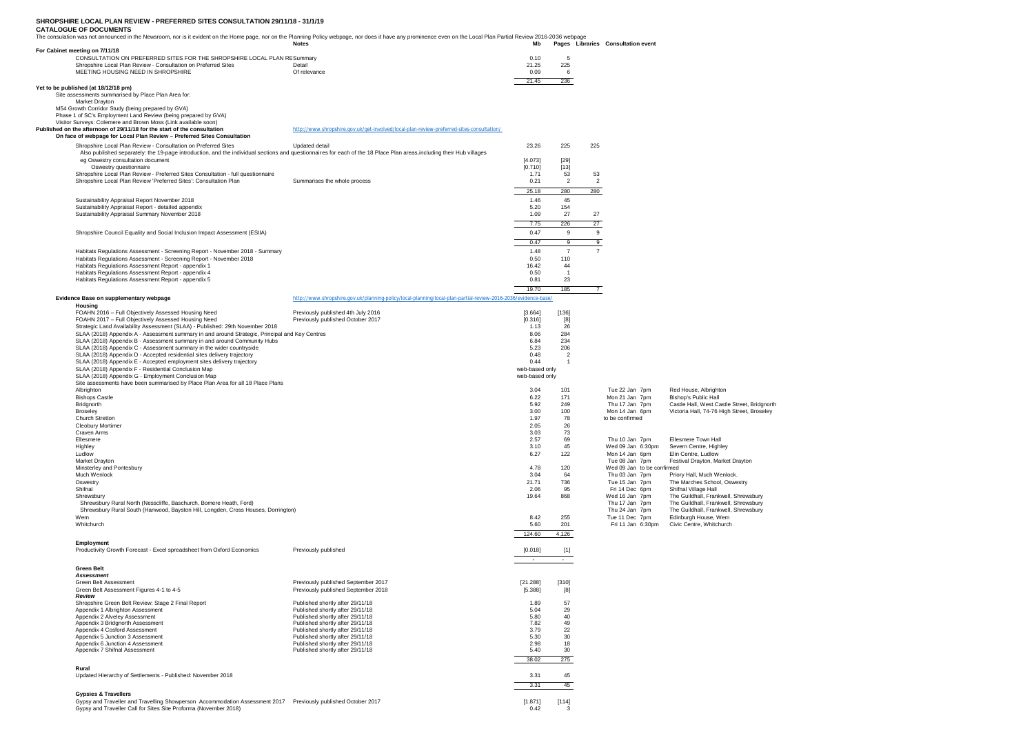# SHROPSHIRE LOCAL PLAN REVIEW - PREFERRED SITES CONSULTATION 29/11/18 - 31/1/19

**CATALOGUE OF DOCUMENTS**

The consultation was not announced in the Newsroom, nor is it evident on the Home page, nor on the Planning Policy webpage, nor does it have any prominence even on the Local Plan Partial Review 2016-2036 webpage

| | Notes | Mb | Pages | Libraries | Consultation event | |
|---|---|---|---|---|---|---|
| **For Cabinet meeting on 7/11/18** | | | | | | |
| CONSULTATION ON PREFERRED SITES FOR THE SHROPSHIRE LOCAL PLAN RE | Summary | 0.10 | 5 | | | |
| Shropshire Local Plan Review - Consultation on Preferred Sites | Detail | 21.25 | 225 | | | |
| MEETING HOUSING NEED IN SHROPSHIRE | Of relevance | 0.09 | 6 | | | |
| | | 21.45 | 236 | | | |
| **Yet to be published (at 18/12/18 pm)** | | | | | | |
| Site assessments summarised by Place Plan Area for: | | | | | | |
| Market Drayton | | | | | | |
| M54 Growth Corridor Study (being prepared by GVA) | | | | | | |
| Phase 1 of SC's Employment Land Review (being prepared by GVA) | | | | | | |
| Visitor Surveys: Colemere and Brown Moss (Link available soon) | | | | | | |
| **Published on the afternoon of 29/11/18 for the start of the consultation** | http://www.shropshire.gov.uk/get-involved/local-plan-review-preferred-sites-consultation/ | | | | | |
| **On face of webpage for Local Plan Review – Preferred Sites Consultation** | | | | | | |
| Shropshire Local Plan Review - Consultation on Preferred Sites | Updated detail | 23.26 | 225 | 225 | | |
| Also published separately: the 19-page introduction, and the individual sections and questionnaires for each of the 18 Place Plan areas,including their Hub villages | | | | | | |
| eg Oswestry consultation document | | [4.073] | [29] | | | |
| Oswestry questionnaire | | [0.710] | [13] | | | |
| Shropshire Local Plan Review - Preferred Sites Consultation - full questionnaire | | 1.71 | 53 | 53 | | |
| Shropshire Local Plan Review 'Preferred Sites': Consultation Plan | Summarises the whole process | 0.21 | 2 | 2 | | |
| | | 25.18 | 280 | 280 | | |
| Sustainability Appraisal Report November 2018 | | 1.46 | 45 | | | |
| Sustainability Appraisal Report - detailed appendix | | 5.20 | 154 | | | |
| Sustainability Appraisal Summary November 2018 | | 1.09 | 27 | 27 | | |
| | | 7.75 | 226 | 27 | | |
| Shropshire Council Equality and Social Inclusion Impact Assessment (ESIIA) | | 0.47 | 9 | 9 | | |
| | | 0.47 | 9 | 9 | | |
| Habitats Regulations Assessment - Screening Report - November 2018 - Summary | | 1.48 | 7 | 7 | | |
| Habitats Regulations Assessment - Screening Report - November 2018 | | 0.50 | 110 | | | |
| Habitats Regulations Assessment Report - appendix 1 | | 16.42 | 44 | | | |
| Habitats Regulations Assessment Report - appendix 4 | | 0.50 | 1 | | | |
| Habitats Regulations Assessment Report - appendix 5 | | 0.81 | 23 | | | |
| | | 19.70 | 185 | 7 | | |
| **Evidence Base on supplementary webpage** | http://www.shropshire.gov.uk/planning-policy/local-planning/local-plan-partial-review-2016-2036/evidence-base/ | | | | | |
| **Housing** | | | | | | |
| FOAHN 2016 – Full Objectively Assessed Housing Need | Previously published 4th July 2016 | [3.664] | [136] | | | |
| FOAHN 2017 – Full Objectively Assessed Housing Need | Previously published October 2017 | [0.316] | [8] | | | |
| Strategic Land Availability Assessment (SLAA) - Published: 29th November 2018 | | 1.13 | 26 | | | |
| SLAA (2018) Appendix A - Assessment summary in and around Strategic, Principal and Key Centres | | 8.06 | 284 | | | |
| SLAA (2018) Appendix B - Assessment summary in and around Community Hubs | | 6.84 | 234 | | | |
| SLAA (2018) Appendix C - Assessment summary in the wider countryside | | 5.23 | 206 | | | |
| SLAA (2018) Appendix D - Accepted residential sites delivery trajectory | | 0.48 | 2 | | | |
| SLAA (2018) Appendix E - Accepted employment sites delivery trajectory | | 0.44 | 1 | | | |
| SLAA (2018) Appendix F - Residential Conclusion Map | | web-based only | | | | |
| SLAA (2018) Appendix G - Employment Conclusion Map | | web-based only | | | | |
| Site assessments have been summarised by Place Plan Area for all 18 Place Plans | | | | | | |
| Albrighton | | 3.04 | 101 | | Tue 22 Jan 7pm | Red House, Albrighton |
| Bishops Castle | | 6.22 | 171 | | Mon 21 Jan 7pm | Bishop's Public Hall |
| Bridgnorth | | 5.92 | 249 | | Thu 17 Jan 7pm | Castle Hall, West Castle Street, Bridgnorth |
| Broseley | | 3.00 | 100 | | Mon 14 Jan 6pm | Victoria Hall, 74-76 High Street, Broseley |
| Church Stretton | | 1.97 | 78 | | to be confirmed | |
| Cleobury Mortimer | | 2.05 | 26 | | | |
| Craven Arms | | 3.03 | 73 | | | |
| Ellesmere | | 2.57 | 69 | | Thu 10 Jan 7pm | Ellesmere Town Hall |
| Highley | | 3.10 | 45 | | Wed 09 Jan 6:30pm | Severn Centre, Highley |
| Ludlow | | 6.27 | 122 | | Mon 14 Jan 6pm | Elin Centre, Ludlow |
| Market Drayton | | | | | Tue 08 Jan 7pm | Festival Drayton, Market Drayton |
| Minsterley and Pontesbury | | 4.78 | 120 | | Wed 09 Jan to be confirmed | |
| Much Wenlock | | 3.04 | 64 | | Thu 03 Jan 7pm | Priory Hall, Much Wenlock. |
| Oswestry | | 21.71 | 736 | | Tue 15 Jan 7pm | The Marches School, Oswestry |
| Shifnal | | 2.06 | 95 | | Fri 14 Dec 6pm | Shifnal Village Hall |
| Shrewsbury | | 19.64 | 868 | | Wed 16 Jan 7pm | The Guildhall, Frankwell, Shrewsbury |
| Shrewsbury Rural North (Nesscliffe, Baschurch, Bomere Heath, Ford) | | | | | Thu 17 Jan 7pm | The Guildhall, Frankwell, Shrewsbury |
| Shrewsbury Rural South (Hanwood, Bayston Hill, Longden, Cross Houses, Dorrington) | | | | | Thu 24 Jan 7pm | The Guildhall, Frankwell, Shrewsbury |
| Wem | | 8.42 | 255 | | Tue 11 Dec 7pm | Edinburgh House, Wem |
| Whitchurch | | 5.60 | 201 | | Fri 11 Jan 6:30pm | Civic Centre, Whitchurch |
| | | 124.60 | 4,126 | | | |
| **Employment** | | | | | | |
| Productivity Growth Forecast - Excel spreadsheet from Oxford Economics | Previously published | [0.018] | [1] | | | |
| | | - | - | | | |
| **Green Belt** | | | | | | |
| ***Assessment*** | | | | | | |
| Green Belt Assessment | Previously published September 2017 | [21.288] | [310] | | | |
| Green Belt Assessment Figures 4-1 to 4-5 | Previously published September 2018 | [5.388] | [8] | | | |
| ***Review*** | | | | | | |
| Shropshire Green Belt Review: Stage 2 Final Report | Published shortly after 29/11/18 | 1.89 | 57 | | | |
| Appendix 1 Albrighton Assessment | Published shortly after 29/11/18 | 5.04 | 29 | | | |
| Appendix 2 Alveley Assessment | Published shortly after 29/11/18 | 5.80 | 40 | | | |
| Appendix 3 Bridgnorth Assessment | Published shortly after 29/11/18 | 7.82 | 49 | | | |
| Appendix 4 Cosford Assessment | Published shortly after 29/11/18 | 3.79 | 22 | | | |
| Appendix 5 Junction 3 Assessment | Published shortly after 29/11/18 | 5.30 | 30 | | | |
| Appendix 6 Junction 4 Assessment | Published shortly after 29/11/18 | 2.98 | 18 | | | |
| Appendix 7 Shifnal Assessment | Published shortly after 29/11/18 | 5.40 | 30 | | | |
| | | 38.02 | 275 | | | |
| **Rural** | | | | | | |
| Updated Hierarchy of Settlements - Published: November 2018 | | 3.31 | 45 | | | |
| | | 3.31 | 45 | | | |
| **Gypsies & Travellers** | | | | | | |
| Gypsy and Traveller and Travelling Showperson Accommodation Assessment 2017 | Previously published October 2017 | [1.871] | [114] | | | |
| Gypsy and Traveller Call for Sites Site Proforma (November 2018) | | 0.42 | 3 | | | |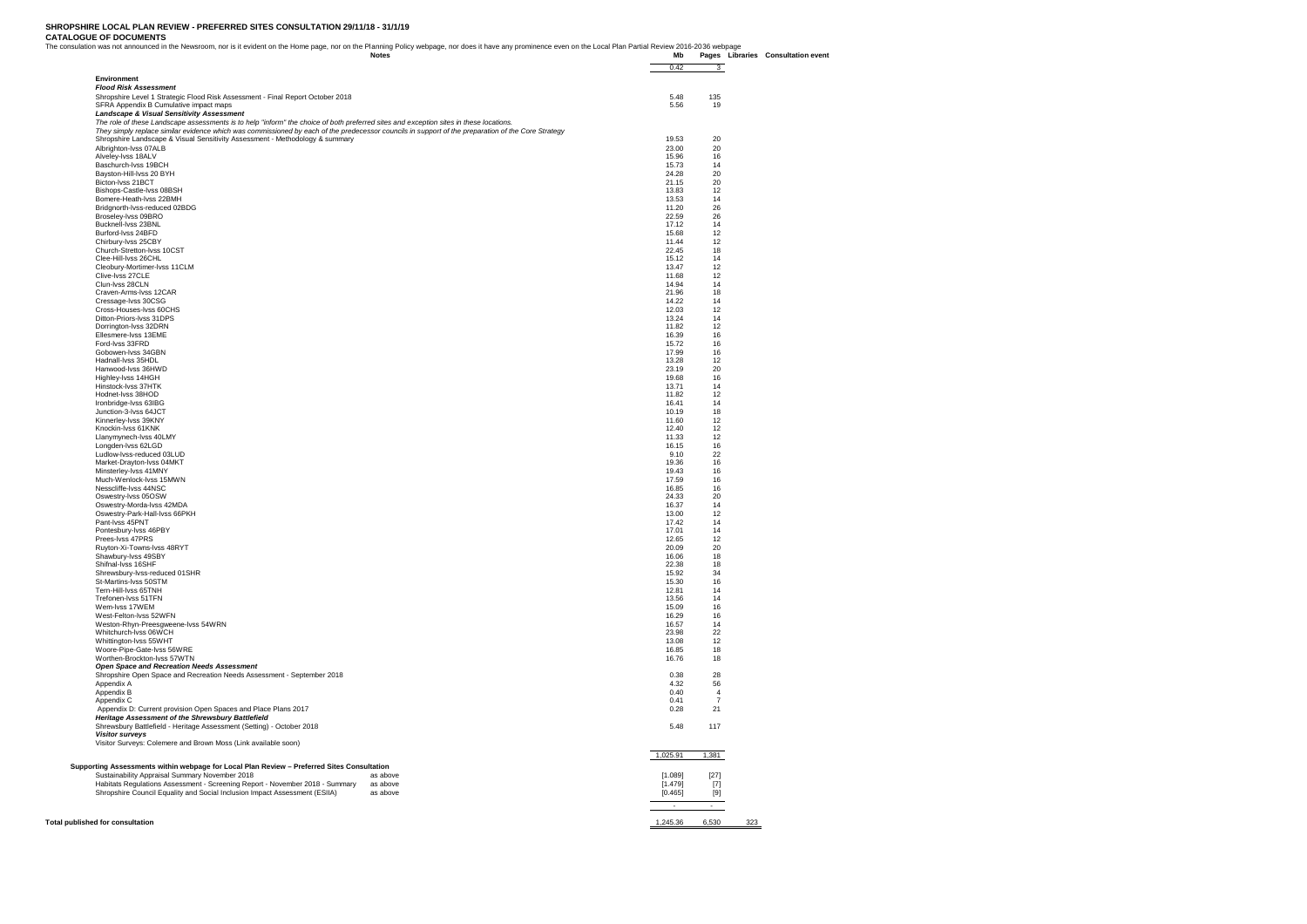**SHROPSHIRE LOCAL PLAN REVIEW - PREFERRED SITES CONSULTATION 29/11/18 - 31/1/19**

**CATALOGUE OF DOCUMENTS**

The consulation was not announced in the Newsroom, nor is it evident on the Home page, nor on the Planning Policy webpage, nor does it have any prominence even on the Local Plan Partial Review 2016-2036 webpage

| Notes | | Mb | Pages | Libraries | Consultation event |
|---|---|---|---|---|---|
| | | 0.42 | 3 | | |
| **Environment** | | | | | |
| ***Flood Risk Assessment*** | | | | | |
| Shropshire Level 1 Strategic Flood Risk Assessment - Final Report October 2018 | | 5.48 | 135 | | |
| SFRA Appendix B Cumulative impact maps | | 5.56 | 19 | | |
| ***Landscape & Visual Sensitivity Assessment*** | | | | | |
| *The role of these Landscape assessments is to help "inform" the choice of both preferred sites and exception sites in these locations.* | | | | | |
| *They simply replace similar evidence which was commissioned by each of the predecessor councils in support of the preparation of the Core Strategy* | | | | | |
| Shropshire Landscape & Visual Sensitivity Assessment - Methodology & summary | | 19.53 | 20 | | |
| Albrighton-lvss 07ALB | | 23.00 | 20 | | |
| Alveley-lvss 18ALV | | 15.96 | 16 | | |
| Baschurch-lvss 19BCH | | 15.73 | 14 | | |
| Bayston-Hill-lvss 20 BYH | | 24.28 | 20 | | |
| Bicton-lvss 21BCT | | 21.15 | 20 | | |
| Bishops-Castle-lvss 08BSH | | 13.83 | 12 | | |
| Bomere-Heath-lvss 22BMH | | 13.53 | 14 | | |
| Bridgnorth-lvss-reduced 02BDG | | 11.20 | 26 | | |
| Broseley-lvss 09BRO | | 22.59 | 26 | | |
| Bucknell-lvss 23BNL | | 17.12 | 14 | | |
| Burford-lvss 24BFD | | 15.68 | 12 | | |
| Chirbury-lvss 25CBY | | 11.44 | 12 | | |
| Church-Stretton-lvss 10CST | | 22.45 | 18 | | |
| Clee-Hill-lvss 26CHL | | 15.12 | 14 | | |
| Cleobury-Mortimer-lvss 11CLM | | 13.47 | 12 | | |
| Clive-lvss 27CLE | | 11.68 | 12 | | |
| Clun-lvss 28CLN | | 14.94 | 14 | | |
| Craven-Arms-lvss 12CAR | | 21.96 | 18 | | |
| Cressage-lvss 30CSG | | 14.22 | 14 | | |
| Cross-Houses-lvss 60CHS | | 12.03 | 12 | | |
| Ditton-Priors-lvss 31DPS | | 13.24 | 14 | | |
| Dorrington-lvss 32DRN | | 11.82 | 12 | | |
| Ellesmere-lvss 13EME | | 16.39 | 16 | | |
| Ford-lvss 33FRD | | 15.72 | 16 | | |
| Gobowen-lvss 34GBN | | 17.99 | 16 | | |
| Hadnall-lvss 35HDL | | 13.28 | 12 | | |
| Hanwood-lvss 36HWD | | 23.19 | 20 | | |
| Highley-lvss 14HGH | | 19.68 | 16 | | |
| Hinstock-lvss 37HTK | | 13.71 | 14 | | |
| Hodnet-lvss 38HOD | | 11.82 | 12 | | |
| Ironbridge-lvss 63IBG | | 16.41 | 14 | | |
| Junction-3-lvss 64JCT | | 10.19 | 18 | | |
| Kinnerley-lvss 39KNY | | 11.60 | 12 | | |
| Knockin-lvss 61KNK | | 12.40 | 12 | | |
| Llanymynech-lvss 40LMY | | 11.33 | 12 | | |
| Longden-lvss 62LGD | | 16.15 | 16 | | |
| Ludlow-lvss-reduced 03LUD | | 9.10 | 22 | | |
| Market-Drayton-lvss 04MKT | | 19.36 | 16 | | |
| Minsterley-lvss 41MNY | | 19.43 | 16 | | |
| Much-Wenlock-lvss 15MWN | | 17.59 | 16 | | |
| Nesscliffe-lvss 44NSC | | 16.85 | 16 | | |
| Oswestry-lvss 05OSW | | 24.33 | 20 | | |
| Oswestry-Morda-lvss 42MDA | | 16.37 | 14 | | |
| Oswestry-Park-Hall-lvss 66PKH | | 13.00 | 12 | | |
| Pant-lvss 45PNT | | 17.42 | 14 | | |
| Pontesbury-lvss 46PBY | | 17.01 | 14 | | |
| Prees-lvss 47PRS | | 12.65 | 12 | | |
| Ruyton-Xi-Towns-lvss 48RYT | | 20.09 | 20 | | |
| Shawbury-lvss 49SBY | | 16.06 | 18 | | |
| Shifnal-lvss 16SHF | | 22.38 | 18 | | |
| Shrewsbury-lvss-reduced 01SHR | | 15.92 | 34 | | |
| St-Martins-lvss 50STM | | 15.30 | 16 | | |
| Tern-Hill-lvss 65TNH | | 12.81 | 14 | | |
| Trefonen-lvss 51TFN | | 13.56 | 14 | | |
| Wem-lvss 17WEM | | 15.09 | 16 | | |
| West-Felton-lvss 52WFN | | 16.29 | 16 | | |
| Weston-Rhyn-Preesgweene-lvss 54WRN | | 16.57 | 14 | | |
| Whitchurch-lvss 06WCH | | 23.98 | 22 | | |
| Whittington-lvss 55WHT | | 13.08 | 12 | | |
| Woore-Pipe-Gate-lvss 56WRE | | 16.85 | 18 | | |
| Worthen-Brockton-lvss 57WTN | | 16.76 | 18 | | |
| ***Open Space and Recreation Needs Assessment*** | | | | | |
| Shropshire Open Space and Recreation Needs Assessment - September 2018 | | 0.38 | 28 | | |
| Appendix A | | 4.32 | 56 | | |
| Appendix B | | 0.40 | 4 | | |
| Appendix C | | 0.41 | 7 | | |
| Appendix D: Current provision Open Spaces and Place Plans 2017 | | 0.28 | 21 | | |
| ***Heritage Assessment of the Shrewsbury Battlefield*** | | | | | |
| Shrewsbury Battlefield - Heritage Assessment (Setting) - October 2018 | | 5.48 | 117 | | |
| ***Visitor surveys*** | | | | | |
| Visitor Surveys: Colemere and Brown Moss (Link available soon) | | | | | |
| | | 1,025.91 | 1,381 | | |
| **Supporting Assessments within webpage for Local Plan Review – Preferred Sites Consultation** | | | | | |
| Sustainability Appraisal Summary November 2018 | as above | [1.089] | [27] | | |
| Habitats Regulations Assessment - Screening Report - November 2018 - Summary | as above | [1.479] | [7] | | |
| Shropshire Council Equality and Social Inclusion Impact Assessment (ESIIA) | as above | [0.465] | [9] | | |
| | | - | - | | |
| **Total published for consultation** | | 1,245.36 | 6,530 | 323 | |